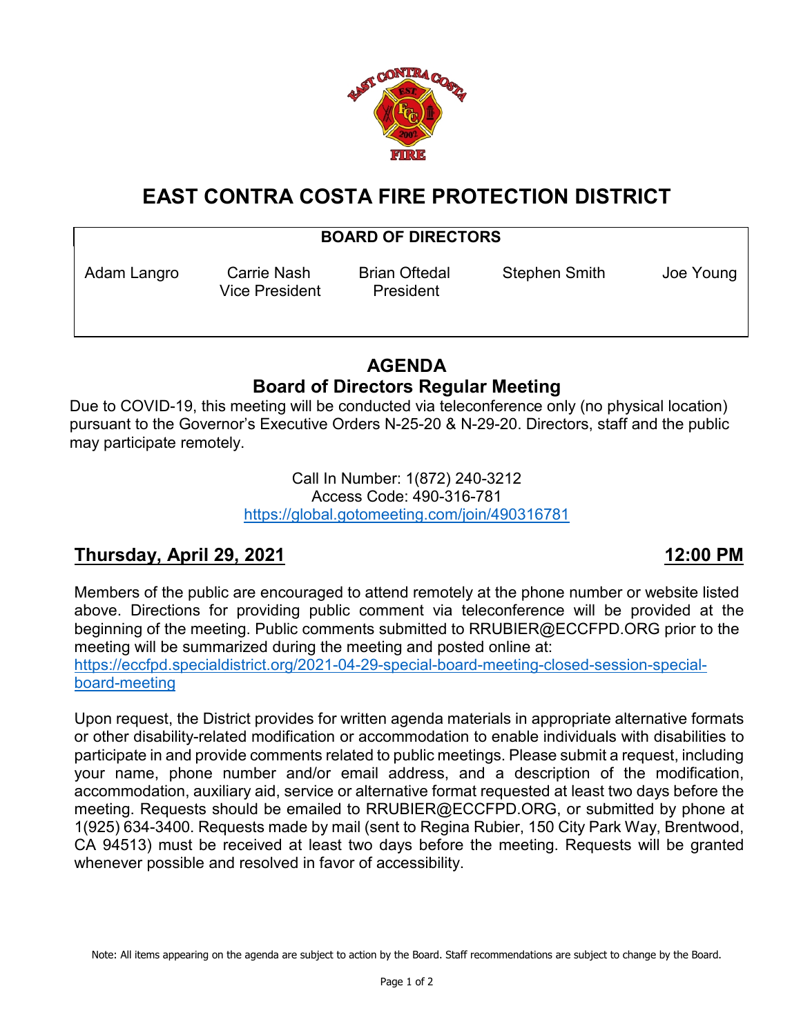# EAST CONTRA COSTA FIRE PROTECTION DISTRICT

**BOARD OF DIRECTORS**

| Adam Langro | Carrie Nash | Brian Oftedal | Stephen Smith | Joe Young |
|---|---|---|---|---|
| | Vice President | President | | |

## AGENDA
## Board of Directors Regular Meeting

Due to COVID-19, this meeting will be conducted via teleconference only (no physical location) pursuant to the Governor's Executive Orders N-25-20 & N-29-20. Directors, staff and the public may participate remotely.

Call In Number: 1(872) 240-3212
Access Code: 490-316-781
https://global.gotomeeting.com/join/490316781

**Thursday, April 29, 2021** **12:00 PM**

Members of the public are encouraged to attend remotely at the phone number or website listed above. Directions for providing public comment via teleconference will be provided at the beginning of the meeting. Public comments submitted to RRUBIER@ECCFPD.ORG prior to the meeting will be summarized during the meeting and posted online at: https://eccfpd.specialdistrict.org/2021-04-29-special-board-meeting-closed-session-special-board-meeting

Upon request, the District provides for written agenda materials in appropriate alternative formats or other disability-related modification or accommodation to enable individuals with disabilities to participate in and provide comments related to public meetings. Please submit a request, including your name, phone number and/or email address, and a description of the modification, accommodation, auxiliary aid, service or alternative format requested at least two days before the meeting. Requests should be emailed to RRUBIER@ECCFPD.ORG, or submitted by phone at 1(925) 634-3400. Requests made by mail (sent to Regina Rubier, 150 City Park Way, Brentwood, CA 94513) must be received at least two days before the meeting. Requests will be granted whenever possible and resolved in favor of accessibility.

Note: All items appearing on the agenda are subject to action by the Board. Staff recommendations are subject to change by the Board.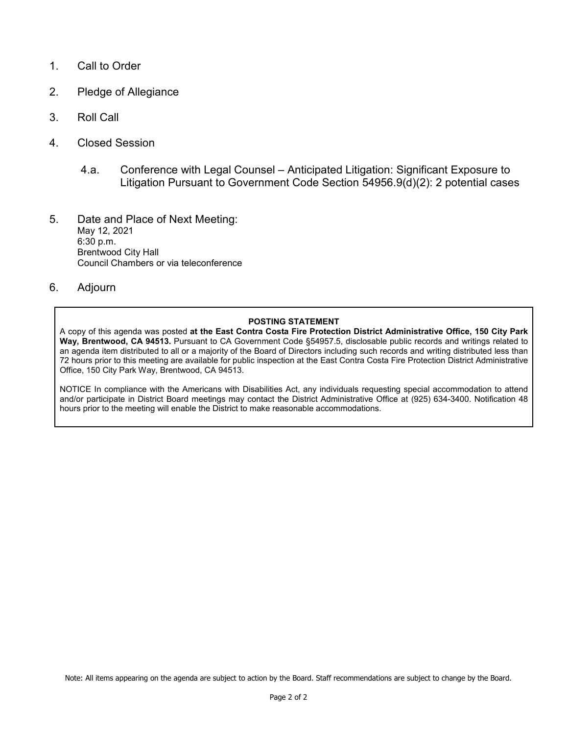1. Call to Order

2. Pledge of Allegiance

3. Roll Call

4. Closed Session

   4.a. Conference with Legal Counsel – Anticipated Litigation: Significant Exposure to Litigation Pursuant to Government Code Section 54956.9(d)(2): 2 potential cases

5. Date and Place of Next Meeting:
   May 12, 2021
   6:30 p.m.
   Brentwood City Hall
   Council Chambers or via teleconference

6. Adjourn

**POSTING STATEMENT**

A copy of this agenda was posted **at the East Contra Costa Fire Protection District Administrative Office, 150 City Park Way, Brentwood, CA 94513.** Pursuant to CA Government Code §54957.5, disclosable public records and writings related to an agenda item distributed to all or a majority of the Board of Directors including such records and writing distributed less than 72 hours prior to this meeting are available for public inspection at the East Contra Costa Fire Protection District Administrative Office, 150 City Park Way, Brentwood, CA 94513.

NOTICE In compliance with the Americans with Disabilities Act, any individuals requesting special accommodation to attend and/or participate in District Board meetings may contact the District Administrative Office at (925) 634-3400. Notification 48 hours prior to the meeting will enable the District to make reasonable accommodations.

Note: All items appearing on the agenda are subject to action by the Board. Staff recommendations are subject to change by the Board.